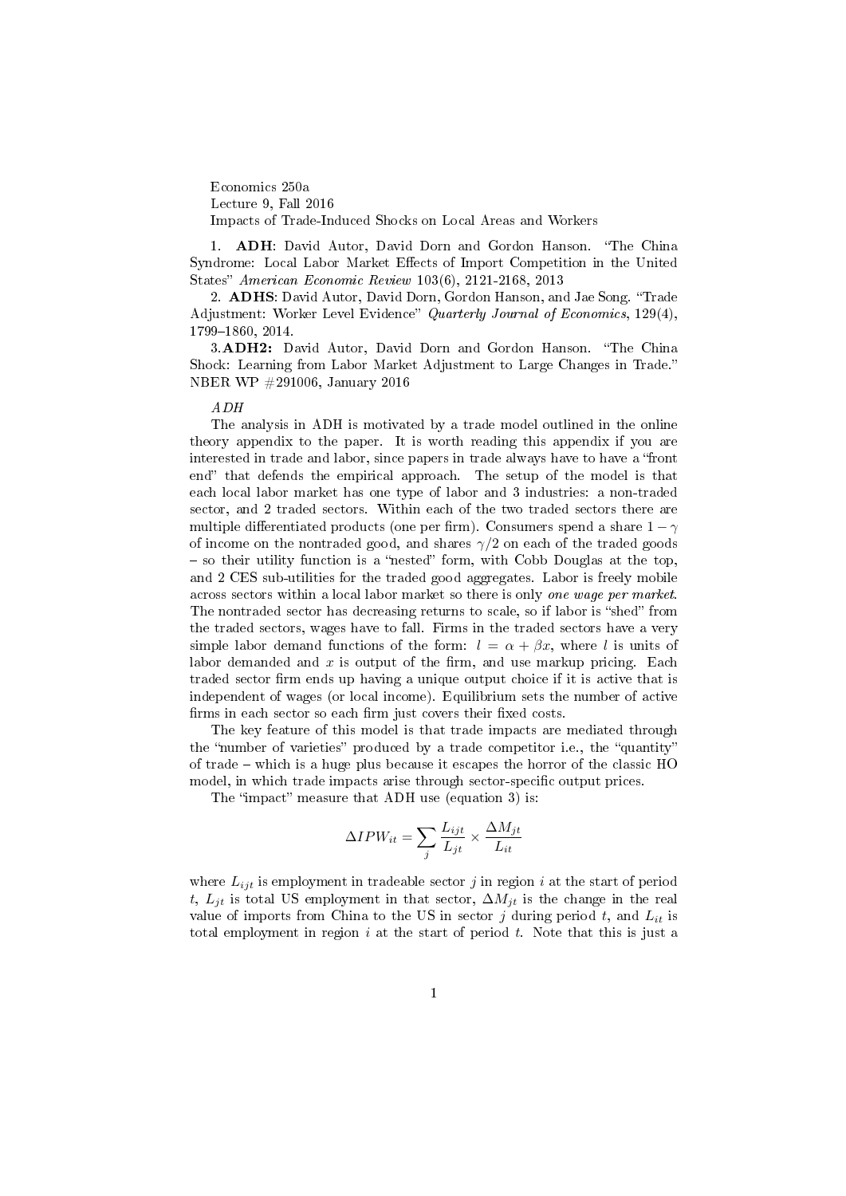Economics 250a
Lecture 9, Fall 2016
Impacts of Trade-Induced Shocks on Local Areas and Workers

1. **ADH**: David Autor, David Dorn and Gordon Hanson. "The China Syndrome: Local Labor Market Effects of Import Competition in the United States" *American Economic Review* 103(6), 2121-2168, 2013

2. **ADHS**: David Autor, David Dorn, Gordon Hanson, and Jae Song. "Trade Adjustment: Worker Level Evidence" *Quarterly Journal of Economics*, 129(4), 1799–1860, 2014.

3. **ADH2:** David Autor, David Dorn and Gordon Hanson. "The China Shock: Learning from Labor Market Adjustment to Large Changes in Trade." NBER WP #291006, January 2016

*ADH*

The analysis in ADH is motivated by a trade model outlined in the online theory appendix to the paper. It is worth reading this appendix if you are interested in trade and labor, since papers in trade always have to have a "front end" that defends the empirical approach. The setup of the model is that each local labor market has one type of labor and 3 industries: a non-traded sector, and 2 traded sectors. Within each of the two traded sectors there are multiple differentiated products (one per firm). Consumers spend a share $1-\gamma$ of income on the nontraded good, and shares $\gamma/2$ on each of the traded goods – so their utility function is a "nested" form, with Cobb Douglas at the top, and 2 CES sub-utilities for the traded good aggregates. Labor is freely mobile across sectors within a local labor market so there is only *one wage per market*. The nontraded sector has decreasing returns to scale, so if labor is "shed" from the traded sectors, wages have to fall. Firms in the traded sectors have a very simple labor demand functions of the form: $l = \alpha + \beta x$, where $l$ is units of labor demanded and $x$ is output of the firm, and use markup pricing. Each traded sector firm ends up having a unique output choice if it is active that is independent of wages (or local income). Equilibrium sets the number of active firms in each sector so each firm just covers their fixed costs.

The key feature of this model is that trade impacts are mediated through the "number of varieties" produced by a trade competitor i.e., the "quantity" of trade – which is a huge plus because it escapes the horror of the classic HO model, in which trade impacts arise through sector-specific output prices.

The "impact" measure that ADH use (equation 3) is:

$$\Delta IPW_{it} = \sum_j \frac{L_{ijt}}{L_{jt}} \times \frac{\Delta M_{jt}}{L_{it}}$$

where $L_{ijt}$ is employment in tradeable sector $j$ in region $i$ at the start of period $t$, $L_{jt}$ is total US employment in that sector, $\Delta M_{jt}$ is the change in the real value of imports from China to the US in sector $j$ during period $t$, and $L_{it}$ is total employment in region $i$ at the start of period $t$. Note that this is just a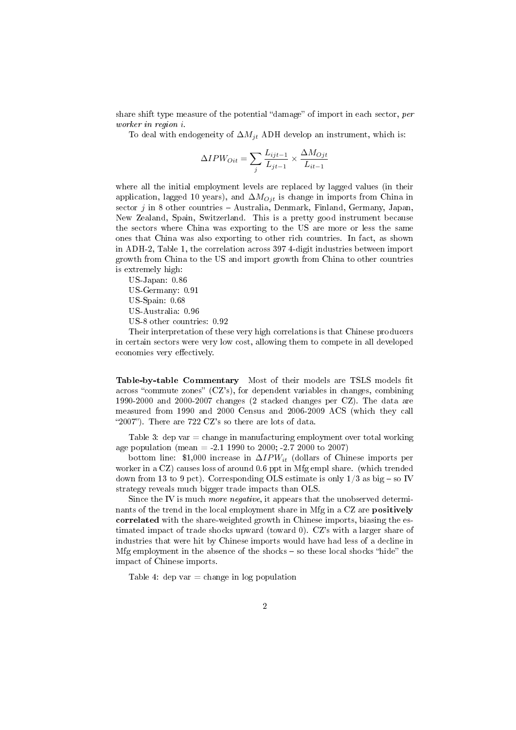share shift type measure of the potential "damage" of import in each sector, *per worker in region i*.

To deal with endogeneity of $\Delta M_{jt}$ ADH develop an instrument, which is:

$$\Delta IPW_{Oit} = \sum_j \frac{L_{ijt-1}}{L_{jt-1}} \times \frac{\Delta M_{Ojt}}{L_{it-1}}$$

where all the initial employment levels are replaced by lagged values (in their application, lagged 10 years), and $\Delta M_{Ojt}$ is change in imports from China in sector $j$ in 8 other countries – Australia, Denmark, Finland, Germany, Japan, New Zealand, Spain, Switzerland. This is a pretty good instrument because the sectors where China was exporting to the US are more or less the same ones that China was also exporting to other rich countries. In fact, as shown in ADH-2, Table 1, the correlation across 397 4-digit industries between import growth from China to the US and import growth from China to other countries is extremely high:

US-Japan: 0.86
US-Germany: 0.91
US-Spain: 0.68
US-Australia: 0.96
US-8 other countries: 0.92

Their interpretation of these very high correlations is that Chinese producers in certain sectors were very low cost, allowing them to compete in all developed economies very effectively.

**Table-by-table Commentary** Most of their models are TSLS models fit across "commute zones" (CZ's), for dependent variables in changes, combining 1990-2000 and 2000-2007 changes (2 stacked changes per CZ). The data are measured from 1990 and 2000 Census and 2006-2009 ACS (which they call "2007"). There are 722 CZ's so there are lots of data.

Table 3: dep var = change in manufacturing employment over total working age population (mean = -2.1 1990 to 2000; -2.7 2000 to 2007)

bottom line: \$1,000 increase in $\Delta IPW_{it}$ (dollars of Chinese imports per worker in a CZ) causes loss of around 0.6 ppt in Mfg empl share. (which trended down from 13 to 9 pct). Corresponding OLS estimate is only 1/3 as big – so IV strategy reveals much bigger trade impacts than OLS.

Since the IV is much *more negative*, it appears that the unobserved determinants of the trend in the local employment share in Mfg in a CZ are **positively correlated** with the share-weighted growth in Chinese imports, biasing the estimated impact of trade shocks upward (toward 0). CZ's with a larger share of industries that were hit by Chinese imports would have had less of a decline in Mfg employment in the absence of the shocks – so these local shocks "hide" the impact of Chinese imports.

Table 4: dep var = change in log population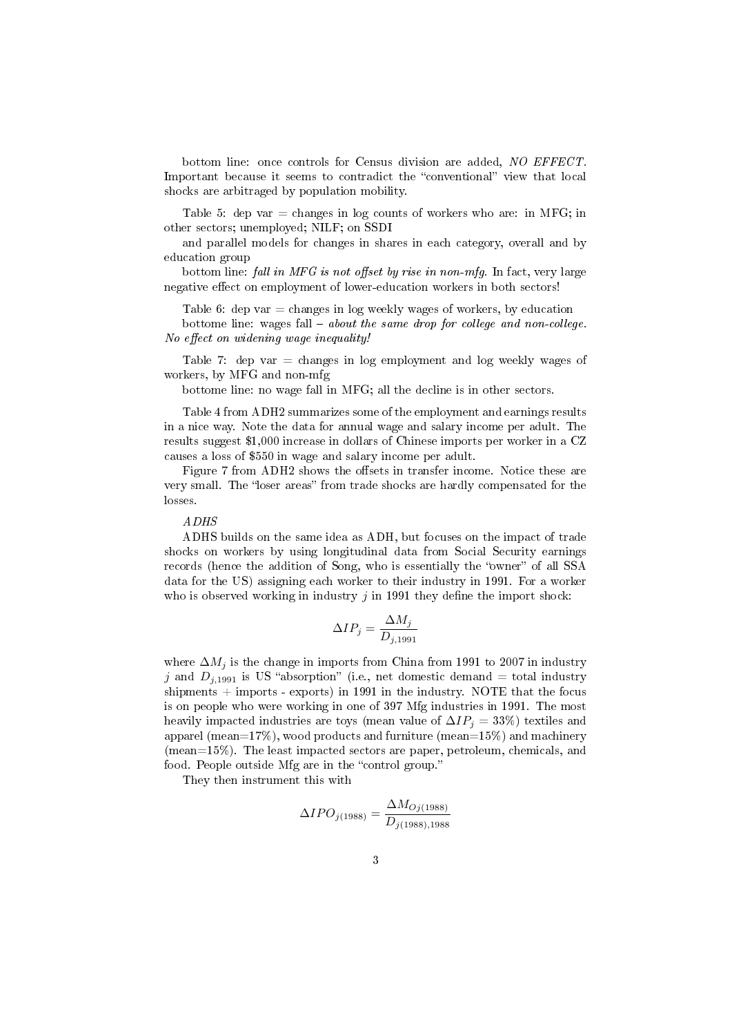bottom line: once controls for Census division are added, *NO EFFECT*. Important because it seems to contradict the "conventional" view that local shocks are arbitraged by population mobility.

Table 5: dep var = changes in log counts of workers who are: in MFG; in other sectors; unemployed; NILF; on SSDI

and parallel models for changes in shares in each category, overall and by education group

bottom line: *fall in MFG is not offset by rise in non-mfg.* In fact, very large negative effect on employment of lower-education workers in both sectors!

Table 6: dep var = changes in log weekly wages of workers, by education

bottome line: wages fall – *about the same drop for college and non-college. No effect on widening wage inequality!*

Table 7: dep var = changes in log employment and log weekly wages of workers, by MFG and non-mfg

bottome line: no wage fall in MFG; all the decline is in other sectors.

Table 4 from ADH2 summarizes some of the employment and earnings results in a nice way. Note the data for annual wage and salary income per adult. The results suggest \$1,000 increase in dollars of Chinese imports per worker in a CZ causes a loss of \$550 in wage and salary income per adult.

Figure 7 from ADH2 shows the offsets in transfer income. Notice these are very small. The "loser areas" from trade shocks are hardly compensated for the losses.

*ADHS*

ADHS builds on the same idea as ADH, but focuses on the impact of trade shocks on workers by using longitudinal data from Social Security earnings records (hence the addition of Song, who is essentially the "owner" of all SSA data for the US) assigning each worker to their industry in 1991. For a worker who is observed working in industry $j$ in 1991 they define the import shock:

$$\Delta IP_j = \frac{\Delta M_j}{D_{j,1991}}$$

where $\Delta M_j$ is the change in imports from China from 1991 to 2007 in industry $j$ and $D_{j,1991}$ is US "absorption" (i.e., net domestic demand = total industry shipments + imports - exports) in 1991 in the industry. NOTE that the focus is on people who were working in one of 397 Mfg industries in 1991. The most heavily impacted industries are toys (mean value of $\Delta IP_j = 33\%$) textiles and apparel (mean=17%), wood products and furniture (mean=15%) and machinery (mean=15%). The least impacted sectors are paper, petroleum, chemicals, and food. People outside Mfg are in the "control group."

They then instrument this with

$$\Delta IPO_{j(1988)} = \frac{\Delta M_{Oj(1988)}}{D_{j(1988),1988}}$$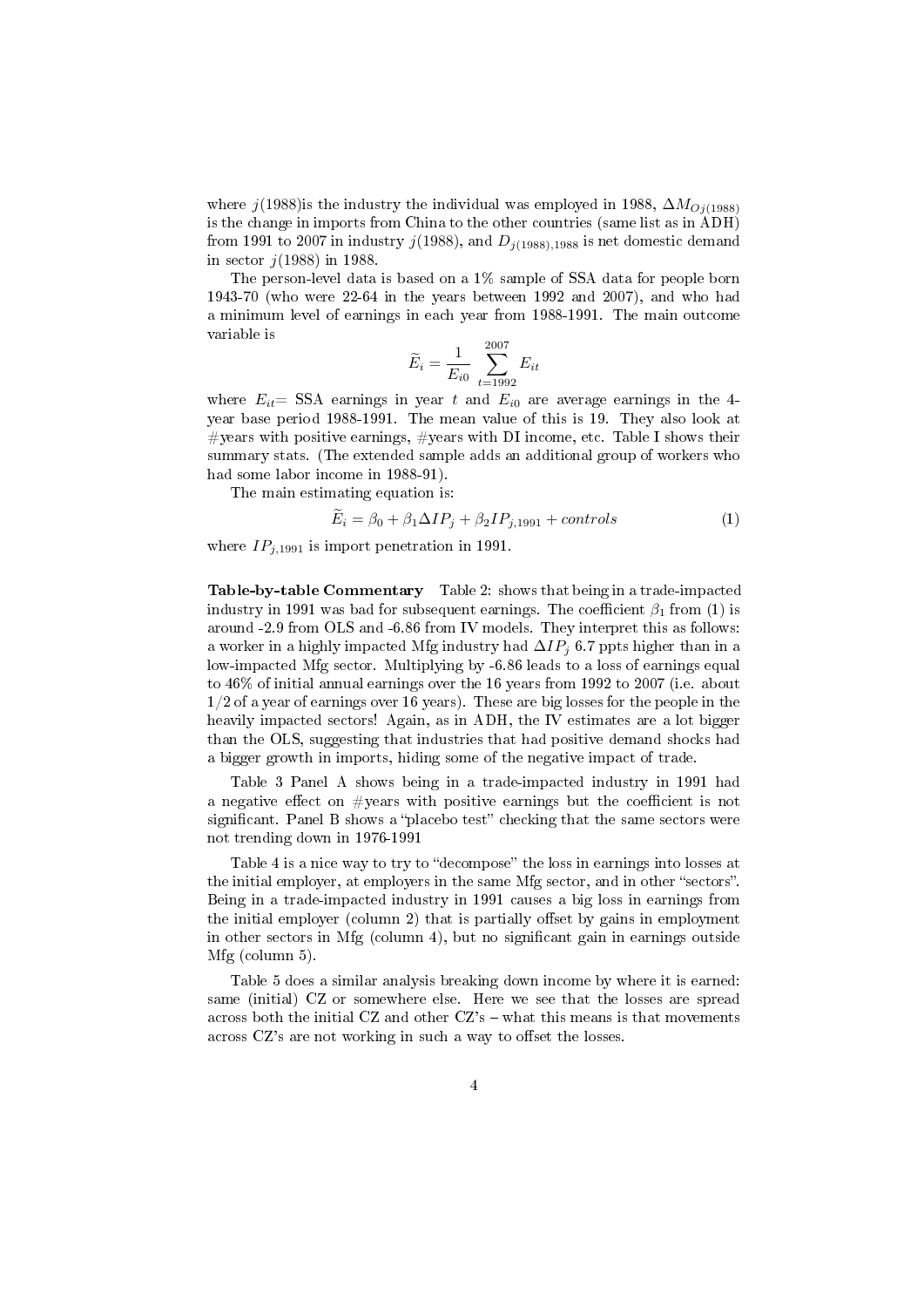where $j(1988)$is the industry the individual was employed in 1988, $\Delta M_{Oj(1988)}$ is the change in imports from China to the other countries (same list as in ADH) from 1991 to 2007 in industry $j(1988)$, and $D_{j(1988),1988}$ is net domestic demand in sector $j(1988)$ in 1988.

The person-level data is based on a 1% sample of SSA data for people born 1943-70 (who were 22-64 in the years between 1992 and 2007), and who had a minimum level of earnings in each year from 1988-1991. The main outcome variable is

$$\widetilde{E}_i = \frac{1}{E_{i0}} \sum_{t=1992}^{2007} E_{it}$$

where $E_{it}$= SSA earnings in year $t$ and $E_{i0}$ are average earnings in the 4-year base period 1988-1991. The mean value of this is 19. They also look at #years with positive earnings, #years with DI income, etc. Table I shows their summary stats. (The extended sample adds an additional group of workers who had some labor income in 1988-91).

The main estimating equation is:

$$\widetilde{E}_i = \beta_0 + \beta_1 \Delta IP_j + \beta_2 IP_{j,1991} + controls \tag{1}$$

where $IP_{j,1991}$ is import penetration in 1991.

**Table-by-table Commentary** Table 2: shows that being in a trade-impacted industry in 1991 was bad for subsequent earnings. The coefficient $\beta_1$ from (1) is around -2.9 from OLS and -6.86 from IV models. They interpret this as follows: a worker in a highly impacted Mfg industry had $\Delta IP_j$ 6.7 ppts higher than in a low-impacted Mfg sector. Multiplying by -6.86 leads to a loss of earnings equal to 46% of initial annual earnings over the 16 years from 1992 to 2007 (i.e. about 1/2 of a year of earnings over 16 years). These are big losses for the people in the heavily impacted sectors! Again, as in ADH, the IV estimates are a lot bigger than the OLS, suggesting that industries that had positive demand shocks had a bigger growth in imports, hiding some of the negative impact of trade.

Table 3 Panel A shows being in a trade-impacted industry in 1991 had a negative effect on #years with positive earnings but the coefficient is not significant. Panel B shows a "placebo test" checking that the same sectors were not trending down in 1976-1991

Table 4 is a nice way to try to "decompose" the loss in earnings into losses at the initial employer, at employers in the same Mfg sector, and in other "sectors". Being in a trade-impacted industry in 1991 causes a big loss in earnings from the initial employer (column 2) that is partially offset by gains in employment in other sectors in Mfg (column 4), but no significant gain in earnings outside Mfg (column 5).

Table 5 does a similar analysis breaking down income by where it is earned: same (initial) CZ or somewhere else. Here we see that the losses are spread across both the initial CZ and other CZ's – what this means is that movements across CZ's are not working in such a way to offset the losses.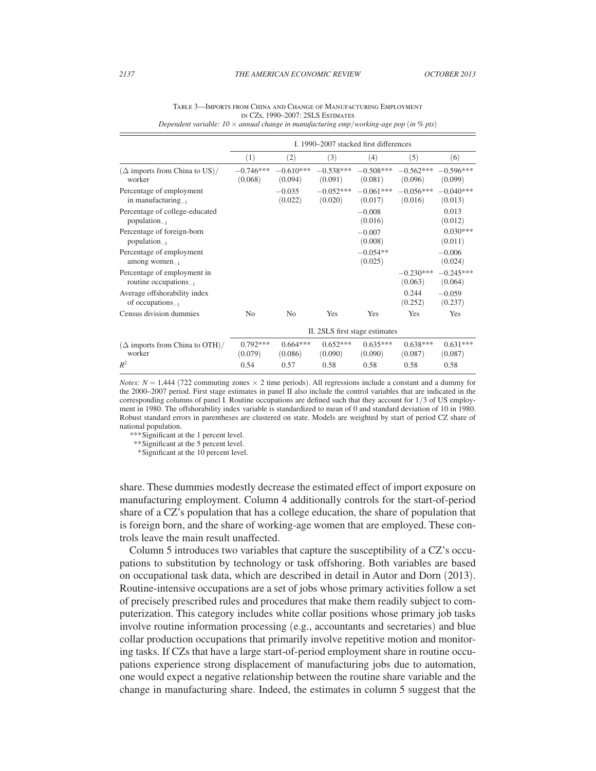Table 3—Imports from China and Change of Manufacturing Employment in CZs, 1990–2007: 2SLS Estimates

*Dependent variable: 10 × annual change in manufacturing emp/working-age pop (in % pts)*

| | I. 1990–2007 stacked first differences | | | | | |
|---|---|---|---|---|---|---|
| | (1) | (2) | (3) | (4) | (5) | (6) |
| (Δ imports from China to US)/worker | −0.746*** (0.068) | −0.610*** (0.094) | −0.538*** (0.091) | −0.508*** (0.081) | −0.562*** (0.096) | −0.596*** (0.099) |
| Percentage of employment in manufacturing$_{-1}$ | | −0.035 (0.022) | −0.052*** (0.020) | −0.061*** (0.017) | −0.056*** (0.016) | −0.040*** (0.013) |
| Percentage of college-educated population$_{-1}$ | | | | −0.008 (0.016) | | 0.013 (0.012) |
| Percentage of foreign-born population$_{-1}$ | | | | −0.007 (0.008) | | 0.030*** (0.011) |
| Percentage of employment among women$_{-1}$ | | | | −0.054** (0.025) | | −0.006 (0.024) |
| Percentage of employment in routine occupations$_{-1}$ | | | | | −0.230*** (0.063) | −0.245*** (0.064) |
| Average offshorability index of occupations$_{-1}$ | | | | | 0.244 (0.252) | −0.059 (0.237) |
| Census division dummies | No | No | Yes | Yes | Yes | Yes |
| | II. 2SLS first stage estimates | | | | | |
| (Δ imports from China to OTH)/worker | 0.792*** (0.079) | 0.664*** (0.086) | 0.652*** (0.090) | 0.635*** (0.090) | 0.638*** (0.087) | 0.631*** (0.087) |
| $R^2$ | 0.54 | 0.57 | 0.58 | 0.58 | 0.58 | 0.58 |

*Notes:* $N = 1{,}444$ (722 commuting zones × 2 time periods). All regressions include a constant and a dummy for the 2000–2007 period. First stage estimates in panel II also include the control variables that are indicated in the corresponding columns of panel I. Routine occupations are defined such that they account for 1/3 of US employment in 1980. The offshorability index variable is standardized to mean of 0 and standard deviation of 10 in 1980. Robust standard errors in parentheses are clustered on state. Models are weighted by start of period CZ share of national population.

***Significant at the 1 percent level.
**Significant at the 5 percent level.
*Significant at the 10 percent level.

share. These dummies modestly decrease the estimated effect of import exposure on manufacturing employment. Column 4 additionally controls for the start-of-period share of a CZ's population that has a college education, the share of population that is foreign born, and the share of working-age women that are employed. These controls leave the main result unaffected.

Column 5 introduces two variables that capture the susceptibility of a CZ's occupations to substitution by technology or task offshoring. Both variables are based on occupational task data, which are described in detail in Autor and Dorn (2013). Routine-intensive occupations are a set of jobs whose primary activities follow a set of precisely prescribed rules and procedures that make them readily subject to computerization. This category includes white collar positions whose primary job tasks involve routine information processing (e.g., accountants and secretaries) and blue collar production occupations that primarily involve repetitive motion and monitoring tasks. If CZs that have a large start-of-period employment share in routine occupations experience strong displacement of manufacturing jobs due to automation, one would expect a negative relationship between the routine share variable and the change in manufacturing share. Indeed, the estimates in column 5 suggest that the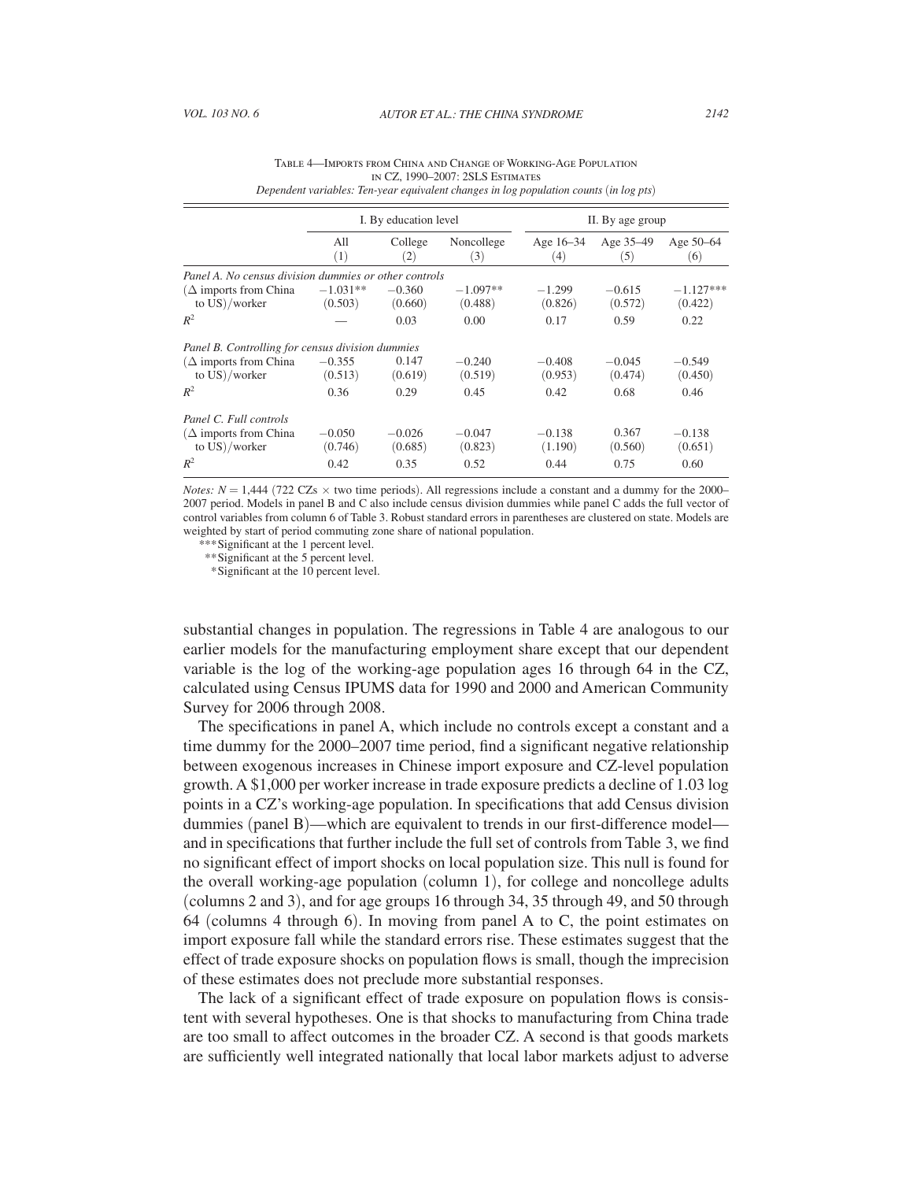Table 4—Imports from China and Change of Working-Age Population in CZ, 1990–2007: 2SLS Estimates

*Dependent variables: Ten-year equivalent changes in log population counts (in log pts)*

| | I. By education level | | | II. By age group | | |
|---|---|---|---|---|---|---|
| | All (1) | College (2) | Noncollege (3) | Age 16–34 (4) | Age 35–49 (5) | Age 50–64 (6) |
| *Panel A. No census division dummies or other controls* | | | | | | |
| ($\Delta$ imports from China to US)/worker | −1.031** (0.503) | −0.360 (0.660) | −1.097** (0.488) | −1.299 (0.826) | −0.615 (0.572) | −1.127*** (0.422) |
| $R^2$ | — | 0.03 | 0.00 | 0.17 | 0.59 | 0.22 |
| *Panel B. Controlling for census division dummies* | | | | | | |
| ($\Delta$ imports from China to US)/worker | −0.355 (0.513) | 0.147 (0.619) | −0.240 (0.519) | −0.408 (0.953) | −0.045 (0.474) | −0.549 (0.450) |
| $R^2$ | 0.36 | 0.29 | 0.45 | 0.42 | 0.68 | 0.46 |
| *Panel C. Full controls* | | | | | | |
| ($\Delta$ imports from China to US)/worker | −0.050 (0.746) | −0.026 (0.685) | −0.047 (0.823) | −0.138 (1.190) | 0.367 (0.560) | −0.138 (0.651) |
| $R^2$ | 0.42 | 0.35 | 0.52 | 0.44 | 0.75 | 0.60 |

*Notes:* $N = 1{,}444$ (722 CZs $\times$ two time periods). All regressions include a constant and a dummy for the 2000–2007 period. Models in panel B and C also include census division dummies while panel C adds the full vector of control variables from column 6 of Table 3. Robust standard errors in parentheses are clustered on state. Models are weighted by start of period commuting zone share of national population.

***Significant at the 1 percent level.
**Significant at the 5 percent level.
*Significant at the 10 percent level.

substantial changes in population. The regressions in Table 4 are analogous to our earlier models for the manufacturing employment share except that our dependent variable is the log of the working-age population ages 16 through 64 in the CZ, calculated using Census IPUMS data for 1990 and 2000 and American Community Survey for 2006 through 2008.

The specifications in panel A, which include no controls except a constant and a time dummy for the 2000–2007 time period, find a significant negative relationship between exogenous increases in Chinese import exposure and CZ-level population growth. A \$1,000 per worker increase in trade exposure predicts a decline of 1.03 log points in a CZ's working-age population. In specifications that add Census division dummies (panel B)—which are equivalent to trends in our first-difference model—and in specifications that further include the full set of controls from Table 3, we find no significant effect of import shocks on local population size. This null is found for the overall working-age population (column 1), for college and noncollege adults (columns 2 and 3), and for age groups 16 through 34, 35 through 49, and 50 through 64 (columns 4 through 6). In moving from panel A to C, the point estimates on import exposure fall while the standard errors rise. These estimates suggest that the effect of trade exposure shocks on population flows is small, though the imprecision of these estimates does not preclude more substantial responses.

The lack of a significant effect of trade exposure on population flows is consistent with several hypotheses. One is that shocks to manufacturing from China trade are too small to affect outcomes in the broader CZ. A second is that goods markets are sufficiently well integrated nationally that local labor markets adjust to adverse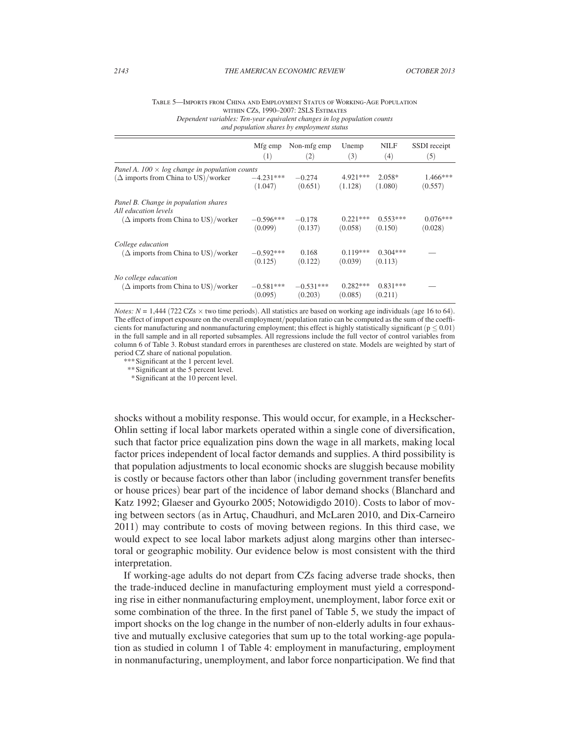Table 5—Imports from China and Employment Status of Working-Age Population within CZs, 1990–2007: 2SLS Estimates

*Dependent variables: Ten-year equivalent changes in log population counts and population shares by employment status*

| | Mfg emp (1) | Non-mfg emp (2) | Unemp (3) | NILF (4) | SSDI receipt (5) |
|---|---|---|---|---|---|
| *Panel A. 100 × log change in population counts* | | | | | |
| ($\Delta$ imports from China to US)/worker | −4.231*** | −0.274 | 4.921*** | 2.058* | 1.466*** |
| | (1.047) | (0.651) | (1.128) | (1.080) | (0.557) |
| *Panel B. Change in population shares* | | | | | |
| *All education levels* | | | | | |
| ($\Delta$ imports from China to US)/worker | −0.596*** | −0.178 | 0.221*** | 0.553*** | 0.076*** |
| | (0.099) | (0.137) | (0.058) | (0.150) | (0.028) |
| *College education* | | | | | |
| ($\Delta$ imports from China to US)/worker | −0.592*** | 0.168 | 0.119*** | 0.304*** | — |
| | (0.125) | (0.122) | (0.039) | (0.113) | |
| *No college education* | | | | | |
| ($\Delta$ imports from China to US)/worker | −0.581*** | −0.531*** | 0.282*** | 0.831*** | — |
| | (0.095) | (0.203) | (0.085) | (0.211) | |

*Notes:* $N = 1{,}444$ (722 CZs × two time periods). All statistics are based on working age individuals (age 16 to 64). The effect of import exposure on the overall employment/population ratio can be computed as the sum of the coefficients for manufacturing and nonmanufacturing employment; this effect is highly statistically significant ($p \leq 0.01$) in the full sample and in all reported subsamples. All regressions include the full vector of control variables from column 6 of Table 3. Robust standard errors in parentheses are clustered on state. Models are weighted by start of period CZ share of national population.

*** Significant at the 1 percent level.
** Significant at the 5 percent level.
* Significant at the 10 percent level.

shocks without a mobility response. This would occur, for example, in a Heckscher-Ohlin setting if local labor markets operated within a single cone of diversification, such that factor price equalization pins down the wage in all markets, making local factor prices independent of local factor demands and supplies. A third possibility is that population adjustments to local economic shocks are sluggish because mobility is costly or because factors other than labor (including government transfer benefits or house prices) bear part of the incidence of labor demand shocks (Blanchard and Katz 1992; Glaeser and Gyourko 2005; Notowidigdo 2010). Costs to labor of moving between sectors (as in Artuç, Chaudhuri, and McLaren 2010, and Dix-Carneiro 2011) may contribute to costs of moving between regions. In this third case, we would expect to see local labor markets adjust along margins other than intersectoral or geographic mobility. Our evidence below is most consistent with the third interpretation.

If working-age adults do not depart from CZs facing adverse trade shocks, then the trade-induced decline in manufacturing employment must yield a corresponding rise in either nonmanufacturing employment, unemployment, labor force exit or some combination of the three. In the first panel of Table 5, we study the impact of import shocks on the log change in the number of non-elderly adults in four exhaustive and mutually exclusive categories that sum up to the total working-age population as studied in column 1 of Table 4: employment in manufacturing, employment in nonmanufacturing, unemployment, and labor force nonparticipation. We find that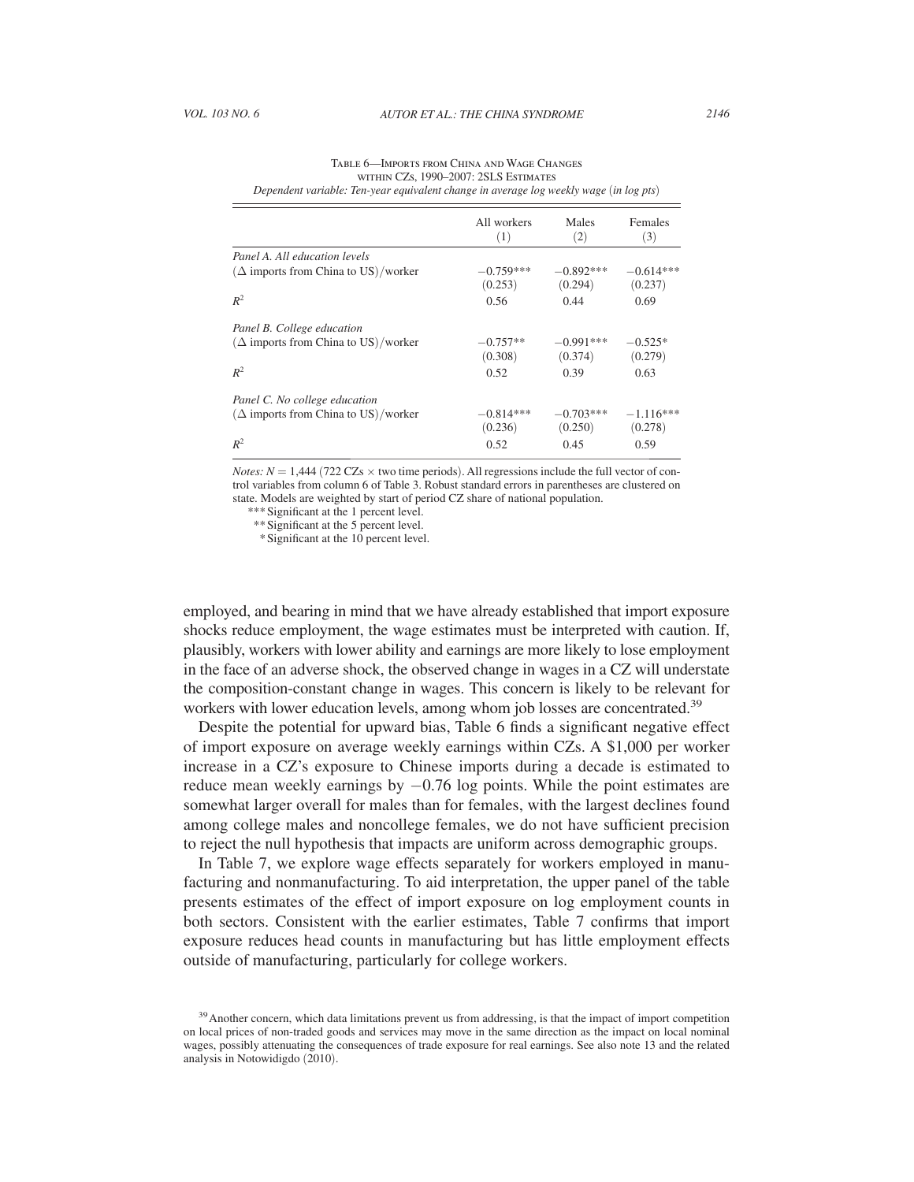Table 6—Imports from China and Wage Changes within CZs, 1990–2007: 2SLS Estimates

*Dependent variable: Ten-year equivalent change in average log weekly wage (in log pts)*

| | All workers (1) | Males (2) | Females (3) |
|---|---|---|---|
| *Panel A. All education levels* | | | |
| ($\Delta$ imports from China to US)/worker | −0.759*** | −0.892*** | −0.614*** |
| | (0.253) | (0.294) | (0.237) |
| $R^2$ | 0.56 | 0.44 | 0.69 |
| *Panel B. College education* | | | |
| ($\Delta$ imports from China to US)/worker | −0.757** | −0.991*** | −0.525* |
| | (0.308) | (0.374) | (0.279) |
| $R^2$ | 0.52 | 0.39 | 0.63 |
| *Panel C. No college education* | | | |
| ($\Delta$ imports from China to US)/worker | −0.814*** | −0.703*** | −1.116*** |
| | (0.236) | (0.250) | (0.278) |
| $R^2$ | 0.52 | 0.45 | 0.59 |

*Notes:* $N = 1{,}444$ (722 CZs $\times$ two time periods). All regressions include the full vector of control variables from column 6 of Table 3. Robust standard errors in parentheses are clustered on state. Models are weighted by start of period CZ share of national population.

*** Significant at the 1 percent level.
** Significant at the 5 percent level.
* Significant at the 10 percent level.

employed, and bearing in mind that we have already established that import exposure shocks reduce employment, the wage estimates must be interpreted with caution. If, plausibly, workers with lower ability and earnings are more likely to lose employment in the face of an adverse shock, the observed change in wages in a CZ will understate the composition-constant change in wages. This concern is likely to be relevant for workers with lower education levels, among whom job losses are concentrated.[39]

Despite the potential for upward bias, Table 6 finds a significant negative effect of import exposure on average weekly earnings within CZs. A \$1,000 per worker increase in a CZ's exposure to Chinese imports during a decade is estimated to reduce mean weekly earnings by $-0.76$ log points. While the point estimates are somewhat larger overall for males than for females, with the largest declines found among college males and noncollege females, we do not have sufficient precision to reject the null hypothesis that impacts are uniform across demographic groups.

In Table 7, we explore wage effects separately for workers employed in manufacturing and nonmanufacturing. To aid interpretation, the upper panel of the table presents estimates of the effect of import exposure on log employment counts in both sectors. Consistent with the earlier estimates, Table 7 confirms that import exposure reduces head counts in manufacturing but has little employment effects outside of manufacturing, particularly for college workers.

[39] Another concern, which data limitations prevent us from addressing, is that the impact of import competition on local prices of non-traded goods and services may move in the same direction as the impact on local nominal wages, possibly attenuating the consequences of trade exposure for real earnings. See also note 13 and the related analysis in Notowidigdo (2010).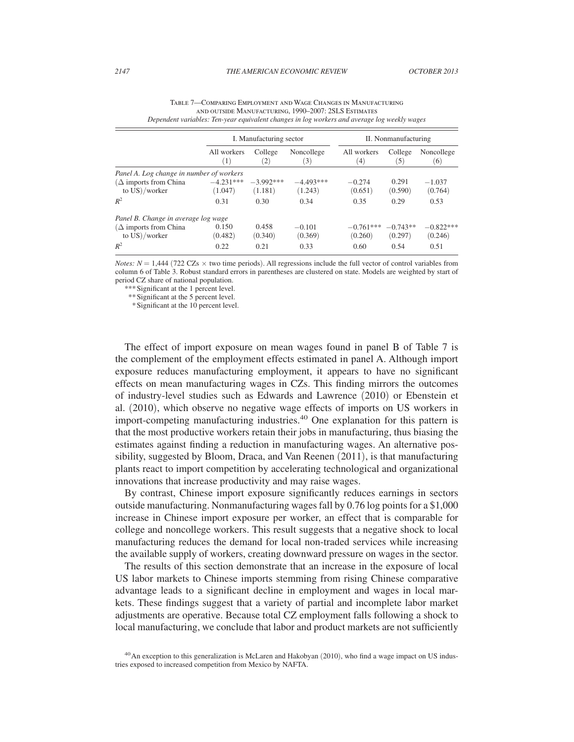Table 7—Comparing Employment and Wage Changes in Manufacturing and outside Manufacturing, 1990–2007: 2SLS Estimates

*Dependent variables: Ten-year equivalent changes in log workers and average log weekly wages*

| | I. Manufacturing sector | | | II. Nonmanufacturing | | |
|---|---|---|---|---|---|---|
| | All workers (1) | College (2) | Noncollege (3) | All workers (4) | College (5) | Noncollege (6) |
| *Panel A. Log change in number of workers* | | | | | | |
| ($\Delta$ imports from China to US)/worker | −4.231*** (1.047) | −3.992*** (1.181) | −4.493*** (1.243) | −0.274 (0.651) | 0.291 (0.590) | −1.037 (0.764) |
| $R^2$ | 0.31 | 0.30 | 0.34 | 0.35 | 0.29 | 0.53 |
| *Panel B. Change in average log wage* | | | | | | |
| ($\Delta$ imports from China to US)/worker | 0.150 (0.482) | 0.458 (0.340) | −0.101 (0.369) | −0.761*** (0.260) | −0.743** (0.297) | −0.822*** (0.246) |
| $R^2$ | 0.22 | 0.21 | 0.33 | 0.60 | 0.54 | 0.51 |

*Notes:* $N = 1,444$ (722 CZs $\times$ two time periods). All regressions include the full vector of control variables from column 6 of Table 3. Robust standard errors in parentheses are clustered on state. Models are weighted by start of period CZ share of national population.

*** Significant at the 1 percent level.
** Significant at the 5 percent level.
* Significant at the 10 percent level.

The effect of import exposure on mean wages found in panel B of Table 7 is the complement of the employment effects estimated in panel A. Although import exposure reduces manufacturing employment, it appears to have no significant effects on mean manufacturing wages in CZs. This finding mirrors the outcomes of industry-level studies such as Edwards and Lawrence (2010) or Ebenstein et al. (2010), which observe no negative wage effects of imports on US workers in import-competing manufacturing industries.[40] One explanation for this pattern is that the most productive workers retain their jobs in manufacturing, thus biasing the estimates against finding a reduction in manufacturing wages. An alternative possibility, suggested by Bloom, Draca, and Van Reenen (2011), is that manufacturing plants react to import competition by accelerating technological and organizational innovations that increase productivity and may raise wages.

By contrast, Chinese import exposure significantly reduces earnings in sectors outside manufacturing. Nonmanufacturing wages fall by 0.76 log points for a \$1,000 increase in Chinese import exposure per worker, an effect that is comparable for college and noncollege workers. This result suggests that a negative shock to local manufacturing reduces the demand for local non-traded services while increasing the available supply of workers, creating downward pressure on wages in the sector.

The results of this section demonstrate that an increase in the exposure of local US labor markets to Chinese imports stemming from rising Chinese comparative advantage leads to a significant decline in employment and wages in local markets. These findings suggest that a variety of partial and incomplete labor market adjustments are operative. Because total CZ employment falls following a shock to local manufacturing, we conclude that labor and product markets are not sufficiently

[40] An exception to this generalization is McLaren and Hakobyan (2010), who find a wage impact on US industries exposed to increased competition from Mexico by NAFTA.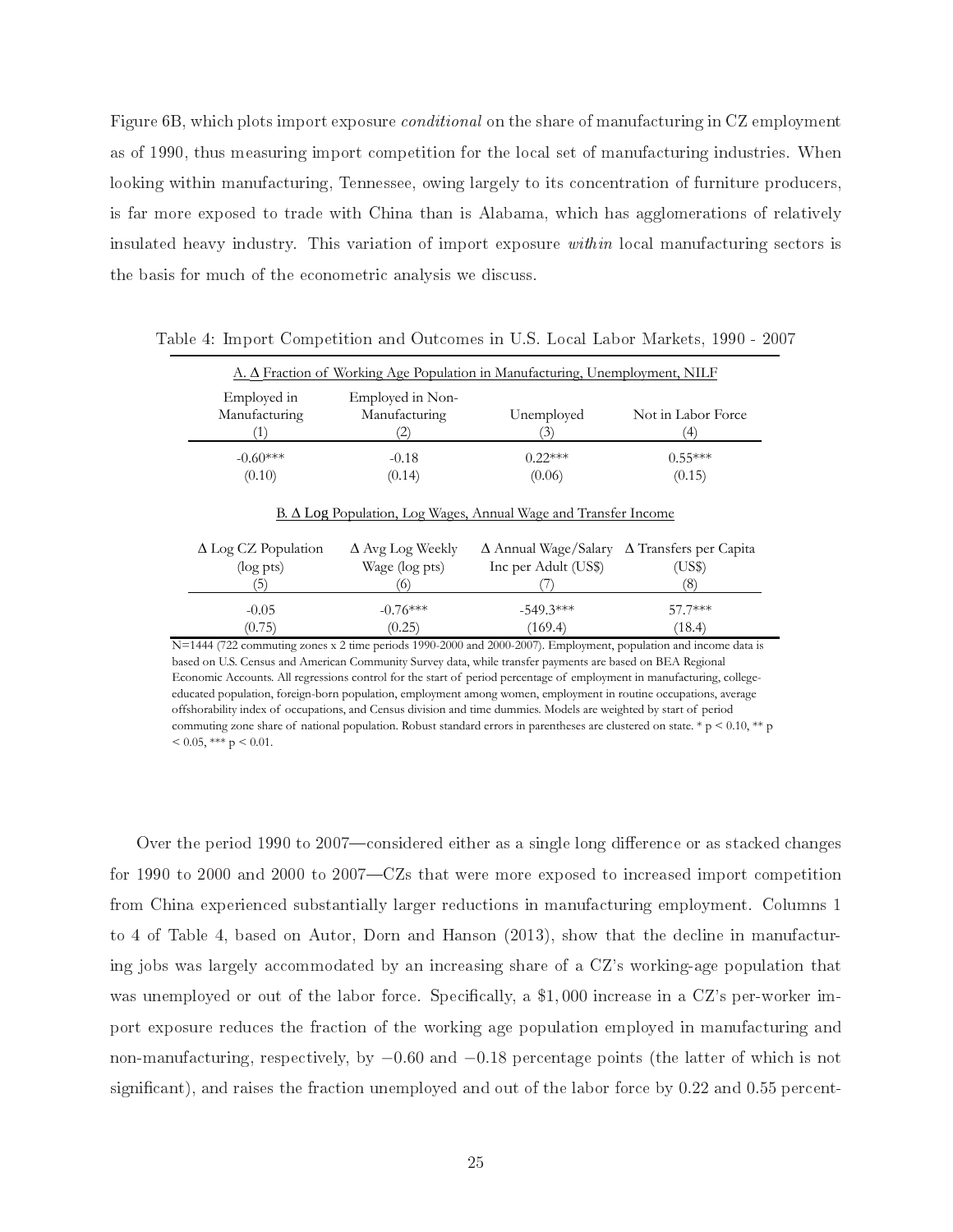Figure 6B, which plots import exposure *conditional* on the share of manufacturing in CZ employment as of 1990, thus measuring import competition for the local set of manufacturing industries. When looking within manufacturing, Tennessee, owing largely to its concentration of furniture producers, is far more exposed to trade with China than is Alabama, which has agglomerations of relatively insulated heavy industry. This variation of import exposure *within* local manufacturing sectors is the basis for much of the econometric analysis we discuss.

Table 4: Import Competition and Outcomes in U.S. Local Labor Markets, 1990 - 2007

| A. Δ Fraction of Working Age Population in Manufacturing, Unemployment, NILF | | | |
|---|---|---|---|
| Employed in Manufacturing (1) | Employed in Non-Manufacturing (2) | Unemployed (3) | Not in Labor Force (4) |
| -0.60*** | -0.18 | 0.22*** | 0.55*** |
| (0.10) | (0.14) | (0.06) | (0.15) |

| B. Δ Log Population, Log Wages, Annual Wage and Transfer Income | | | |
|---|---|---|---|
| Δ Log CZ Population (log pts) (5) | Δ Avg Log Weekly Wage (log pts) (6) | Δ Annual Wage/Salary Inc per Adult (US$) (7) | Δ Transfers per Capita (US$) (8) |
| -0.05 | -0.76*** | -549.3*** | 57.7*** |
| (0.75) | (0.25) | (169.4) | (18.4) |

N=1444 (722 commuting zones x 2 time periods 1990-2000 and 2000-2007). Employment, population and income data is based on U.S. Census and American Community Survey data, while transfer payments are based on BEA Regional Economic Accounts. All regressions control for the start of period percentage of employment in manufacturing, college-educated population, foreign-born population, employment among women, employment in routine occupations, average offshorability index of occupations, and Census division and time dummies. Models are weighted by start of period commuting zone share of national population. Robust standard errors in parentheses are clustered on state. * $p < 0.10$, ** $p < 0.05$, *** $p < 0.01$.

Over the period 1990 to 2007—considered either as a single long difference or as stacked changes for 1990 to 2000 and 2000 to 2007—CZs that were more exposed to increased import competition from China experienced substantially larger reductions in manufacturing employment. Columns 1 to 4 of Table 4, based on Autor, Dorn and Hanson (2013), show that the decline in manufacturing jobs was largely accommodated by an increasing share of a CZ's working-age population that was unemployed or out of the labor force. Specifically, a $1,000 increase in a CZ's per-worker import exposure reduces the fraction of the working age population employed in manufacturing and non-manufacturing, respectively, by $-0.60$ and $-0.18$ percentage points (the latter of which is not significant), and raises the fraction unemployed and out of the labor force by 0.22 and 0.55 percent-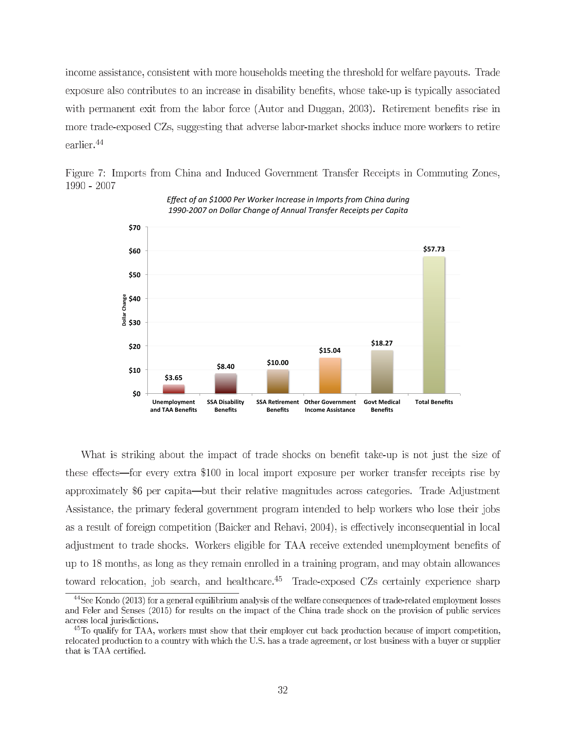income assistance, consistent with more households meeting the threshold for welfare payouts. Trade exposure also contributes to an increase in disability benefits, whose take-up is typically associated with permanent exit from the labor force (Autor and Duggan, 2003). Retirement benefits rise in more trade-exposed CZs, suggesting that adverse labor-market shocks induce more workers to retire earlier.[44]

Figure 7: Imports from China and Induced Government Transfer Receipts in Commuting Zones, 1990 - 2007

*Effect of an $1000 Per Worker Increase in Imports from China during 1990-2007 on Dollar Change of Annual Transfer Receipts per Capita*

| Category | Dollar Change |
| --- | --- |
| Unemployment and TAA Benefits | $3.65 |
| SSA Disability Benefits | $8.40 |
| SSA Retirement Benefits | $10.00 |
| Other Government Income Assistance | $15.04 |
| Govt Medical Benefits | $18.27 |
| Total Benefits | $57.73 |

What is striking about the impact of trade shocks on benefit take-up is not just the size of these effects—for every extra $100 in local import exposure per worker transfer receipts rise by approximately $6 per capita—but their relative magnitudes across categories. Trade Adjustment Assistance, the primary federal government program intended to help workers who lose their jobs as a result of foreign competition (Baicker and Rehavi, 2004), is effectively inconsequential in local adjustment to trade shocks. Workers eligible for TAA receive extended unemployment benefits of up to 18 months, as long as they remain enrolled in a training program, and may obtain allowances toward relocation, job search, and healthcare.[45] Trade-exposed CZs certainly experience sharp

[44] See Kondo (2013) for a general equilibrium analysis of the welfare consequences of trade-related employment losses and Feler and Senses (2015) for results on the impact of the China trade shock on the provision of public services across local jurisdictions.

[45] To qualify for TAA, workers must show that their employer cut back production because of import competition, relocated production to a country with which the U.S. has a trade agreement, or lost business with a buyer or supplier that is TAA certified.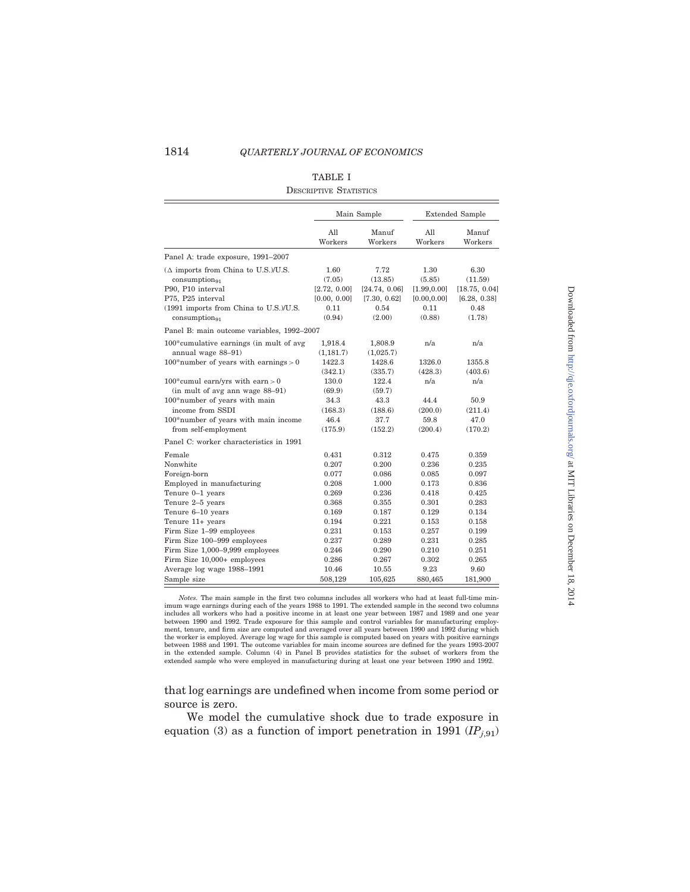TABLE I

Descriptive Statistics

| | Main Sample | | Extended Sample | |
|---|---|---|---|---|
| | All Workers | Manuf Workers | All Workers | Manuf Workers |
| *Panel A: trade exposure, 1991–2007* | | | | |
| (Δ imports from China to U.S.)/U.S. consumption$_{91}$ | 1.60 | 7.72 | 1.30 | 6.30 |
| | (7.05) | (13.85) | (5.85) | (11.59) |
| P90, P10 interval | [2.72, 0.00] | [24.74, 0.06] | [1.99,0.00] | [18.75, 0.04] |
| P75, P25 interval | [0.00, 0.00] | [7.30, 0.62] | [0.00,0.00] | [6.28, 0.38] |
| (1991 imports from China to U.S.)/U.S. consumption$_{91}$ | 0.11 | 0.54 | 0.11 | 0.48 |
| | (0.94) | (2.00) | (0.88) | (1.78) |
| *Panel B: main outcome variables, 1992–2007* | | | | |
| 100*cumulative earnings (in mult of avg annual wage 88–91) | 1,918.4 | 1,808.9 | n/a | n/a |
| | (1,181.7) | (1,025.7) | | |
| 100*number of years with earnings > 0 | 1422.3 | 1428.6 | 1326.0 | 1355.8 |
| | (342.1) | (335.7) | (428.3) | (403.6) |
| 100*cumul earn/yrs with earn > 0 (in mult of avg ann wage 88–91) | 130.0 | 122.4 | n/a | n/a |
| | (69.9) | (59.7) | | |
| 100*number of years with main income from SSDI | 34.3 | 43.3 | 44.4 | 50.9 |
| | (168.3) | (188.6) | (200.0) | (211.4) |
| 100*number of years with main income from self-employment | 46.4 | 37.7 | 59.8 | 47.0 |
| | (175.9) | (152.2) | (200.4) | (170.2) |
| *Panel C: worker characteristics in 1991* | | | | |
| Female | 0.431 | 0.312 | 0.475 | 0.359 |
| Nonwhite | 0.207 | 0.200 | 0.236 | 0.235 |
| Foreign-born | 0.077 | 0.086 | 0.085 | 0.097 |
| Employed in manufacturing | 0.208 | 1.000 | 0.173 | 0.836 |
| Tenure 0–1 years | 0.269 | 0.236 | 0.418 | 0.425 |
| Tenure 2–5 years | 0.368 | 0.355 | 0.301 | 0.283 |
| Tenure 6–10 years | 0.169 | 0.187 | 0.129 | 0.134 |
| Tenure 11+ years | 0.194 | 0.221 | 0.153 | 0.158 |
| Firm Size 1–99 employees | 0.231 | 0.153 | 0.257 | 0.199 |
| Firm Size 100–999 employees | 0.237 | 0.289 | 0.231 | 0.285 |
| Firm Size 1,000–9,999 employees | 0.246 | 0.290 | 0.210 | 0.251 |
| Firm Size 10,000+ employees | 0.286 | 0.267 | 0.302 | 0.265 |
| Average log wage 1988–1991 | 10.46 | 10.55 | 9.23 | 9.60 |
| Sample size | 508,129 | 105,625 | 880,465 | 181,900 |

*Notes.* The main sample in the first two columns includes all workers who had at least full-time minimum wage earnings during each of the years 1988 to 1991. The extended sample in the second two columns includes all workers who had a positive income in at least one year between 1987 and 1989 and one year between 1990 and 1992. Trade exposure for this sample and control variables for manufacturing employment, tenure, and firm size are computed and averaged over all years between 1990 and 1992 during which the worker is employed. Average log wage for this sample is computed based on years with positive earnings between 1988 and 1991. The outcome variables for main income sources are defined for the years 1993-2007 in the extended sample. Column (4) in Panel B provides statistics for the subset of workers from the extended sample who were employed in manufacturing during at least one year between 1990 and 1992.

that log earnings are undefined when income from some period or source is zero.

We model the cumulative shock due to trade exposure in equation (3) as a function of import penetration in 1991 ($IP_{j,91}$)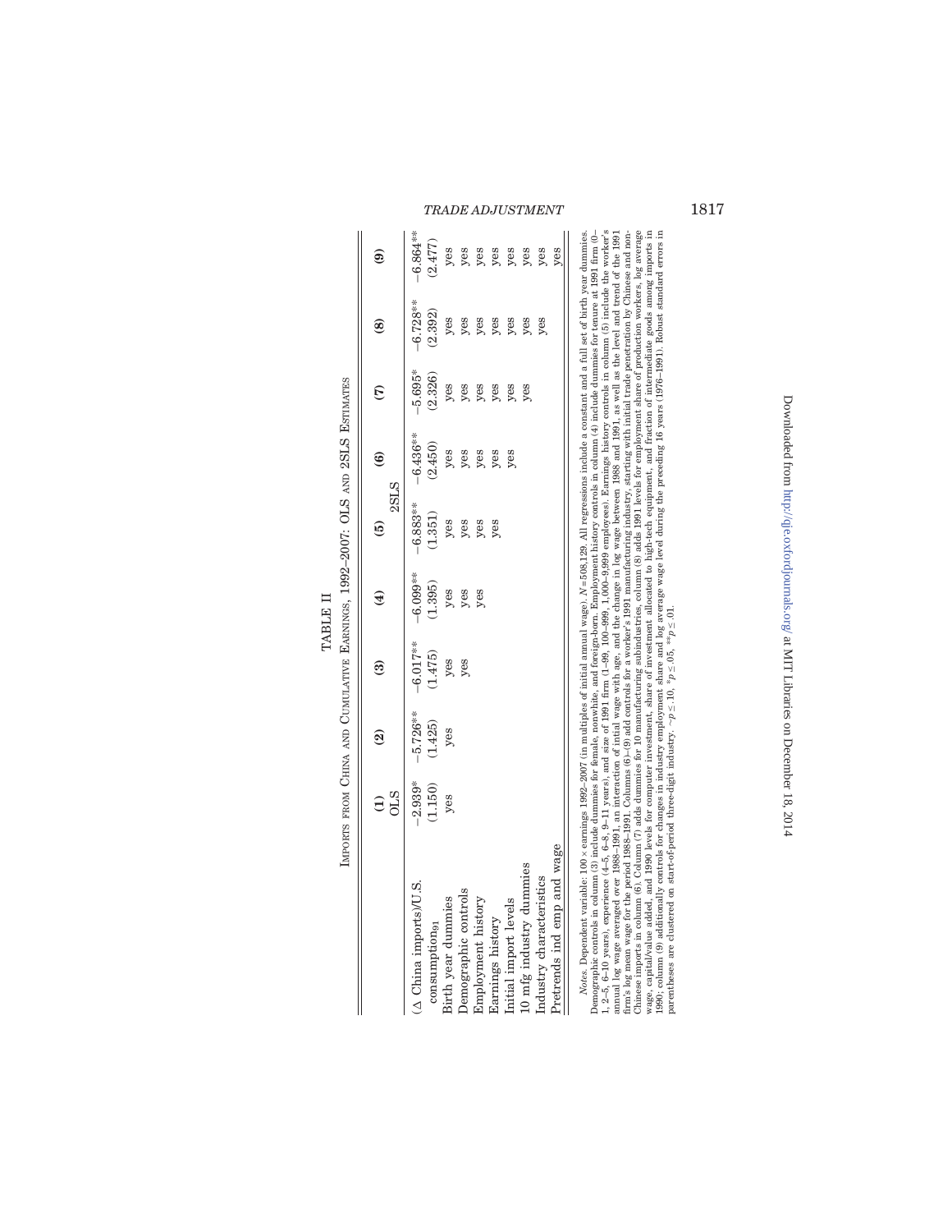TABLE II

IMPORTS FROM CHINA AND CUMULATIVE EARNINGS, 1992–2007: OLS AND 2SLS ESTIMATES

| | (1) | (2) | (3) | (4) | (5) | (6) | (7) | (8) | (9) |
|---|---|---|---|---|---|---|---|---|---|
| | OLS | | | | 2SLS | | | | |
| (Δ China imports)/U.S. consumption$_{91}$ | −2.939* | −5.726** | −6.017** | −6.099** | −6.883** | −6.436** | −5.695* | −6.728** | −6.864** |
| | (1.150) | (1.425) | (1.475) | (1.395) | (1.351) | (2.450) | (2.326) | (2.392) | (2.477) |
| Birth year dummies | yes | yes | yes | yes | yes | yes | yes | yes | yes |
| Demographic controls | | | yes | yes | yes | yes | yes | yes | yes |
| Employment history | | | | yes | yes | yes | yes | yes | yes |
| Earnings history | | | | | yes | yes | yes | yes | yes |
| Initial import levels | | | | | | yes | yes | yes | yes |
| 10 mfg industry dummies | | | | | | | yes | yes | yes |
| Industry characteristics | | | | | | | | yes | yes |
| Pretrends ind emp and wage | | | | | | | | | yes |

*Notes.* Dependent variable: 100 × earnings 1992–2007 (in multiples of initial annual wage). $N$ = 508,129. All regressions include a constant and a full set of birth year dummies. Demographic controls in column (3) include dummies for female, nonwhite, and foreign-born. Employment history controls in column (4) include dummies for tenure at 1991 firm (0–1, 2–5, 6–10 years), experience (4–5, 6–8, 9–11 years), and size of 1991 firm (1–99, 100–999, 1,000–9,999 employees). Earnings history controls in column (5) include the worker's annual log wage averaged over 1988–1991, an interaction of intial wage with age, and the change in log wage between 1988 and 1991, as well as the level and trend of the 1991 firm's log mean wage for the period 1988–1991. Columns (6)–(9) add controls for a worker's 1991 manufacturing industry, starting with initial trade penetration by Chinese and non-Chinese imports in column (6). Column (7) adds dummies for 10 manufacturing subindustries, column (8) adds 1991 levels for employment share of production workers, log average wage, capital/value added, and 1990 levels for computer investment, share of investment allocated to high-tech equipment, and fraction of intermediate goods among imports in 1990; column (9) additionally controls for changes in industry employment share and log average wage level during the preceding 16 years (1976–1991). Robust standard errors in parentheses are clustered on start-of-period three-digit industry. ~$p \leq .10$, *$p \leq .05$, **$p \leq .01$.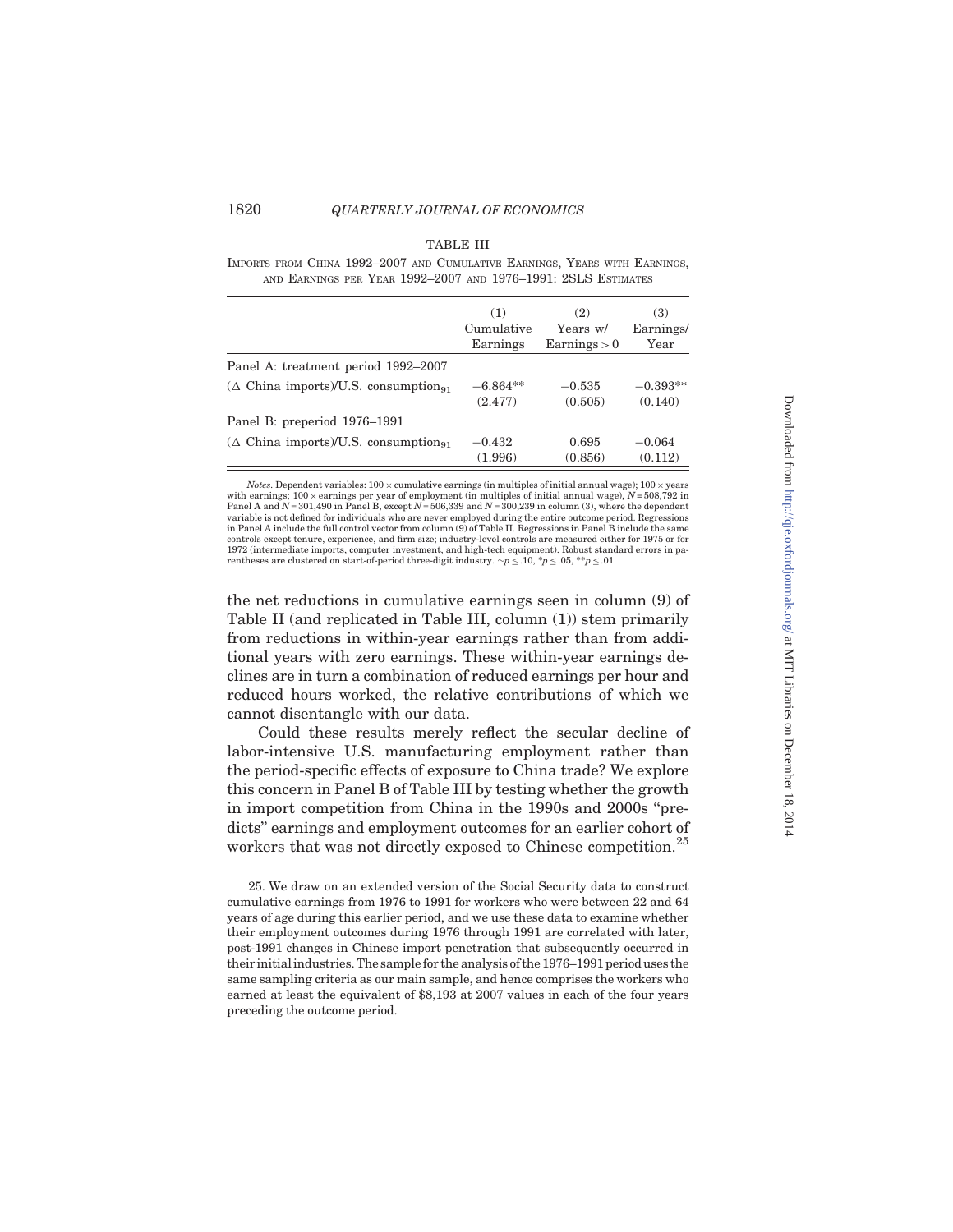TABLE III

IMPORTS FROM CHINA 1992–2007 AND CUMULATIVE EARNINGS, YEARS WITH EARNINGS, AND EARNINGS PER YEAR 1992–2007 AND 1976–1991: 2SLS ESTIMATES

| | (1) Cumulative Earnings | (2) Years w/ Earnings > 0 | (3) Earnings/ Year |
|---|---|---|---|
| Panel A: treatment period 1992–2007 | | | |
| ($\Delta$ China imports)/U.S. consumption$_{91}$ | −6.864** | −0.535 | −0.393** |
| | (2.477) | (0.505) | (0.140) |
| Panel B: preperiod 1976–1991 | | | |
| ($\Delta$ China imports)/U.S. consumption$_{91}$ | −0.432 | 0.695 | −0.064 |
| | (1.996) | (0.856) | (0.112) |

*Notes.* Dependent variables: 100 × cumulative earnings (in multiples of initial annual wage); 100 × years with earnings; 100 × earnings per year of employment (in multiples of initial annual wage), $N$ = 508,792 in Panel A and $N$ = 301,490 in Panel B, except $N$ = 506,339 and $N$ = 300,239 in column (3), where the dependent variable is not defined for individuals who are never employed during the entire outcome period. Regressions in Panel A include the full control vector from column (9) of Table II. Regressions in Panel B include the same controls except tenure, experience, and firm size; industry-level controls are measured either for 1975 or for 1972 (intermediate imports, computer investment, and high-tech equipment). Robust standard errors in parentheses are clustered on start-of-period three-digit industry. ~$p \leq .10$, *$p \leq .05$, **$p \leq .01$.

the net reductions in cumulative earnings seen in column (9) of Table II (and replicated in Table III, column (1)) stem primarily from reductions in within-year earnings rather than from additional years with zero earnings. These within-year earnings declines are in turn a combination of reduced earnings per hour and reduced hours worked, the relative contributions of which we cannot disentangle with our data.

Could these results merely reflect the secular decline of labor-intensive U.S. manufacturing employment rather than the period-specific effects of exposure to China trade? We explore this concern in Panel B of Table III by testing whether the growth in import competition from China in the 1990s and 2000s "predicts" earnings and employment outcomes for an earlier cohort of workers that was not directly exposed to Chinese competition.[25]

25. We draw on an extended version of the Social Security data to construct cumulative earnings from 1976 to 1991 for workers who were between 22 and 64 years of age during this earlier period, and we use these data to examine whether their employment outcomes during 1976 through 1991 are correlated with later, post-1991 changes in Chinese import penetration that subsequently occurred in their initial industries. The sample for the analysis of the 1976–1991 period uses the same sampling criteria as our main sample, and hence comprises the workers who earned at least the equivalent of \$8,193 at 2007 values in each of the four years preceding the outcome period.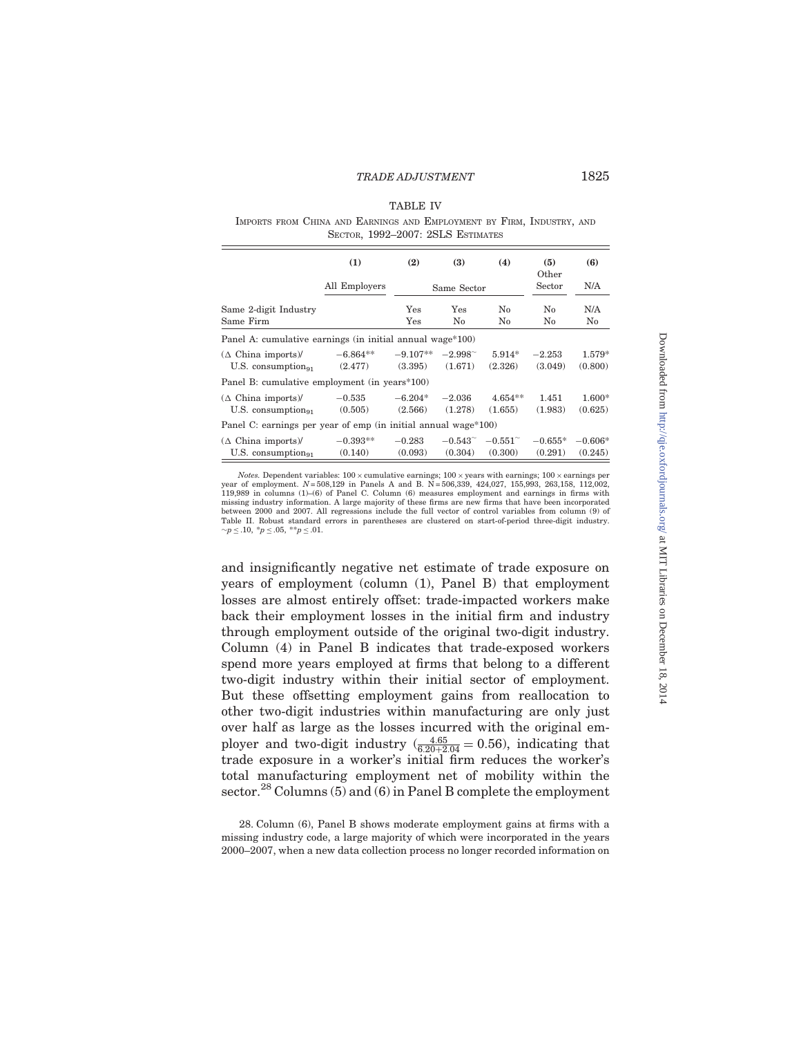TABLE IV

IMPORTS FROM CHINA AND EARNINGS AND EMPLOYMENT BY FIRM, INDUSTRY, AND SECTOR, 1992–2007: 2SLS ESTIMATES

| | (1) | (2) | (3) | (4) | (5) | (6) |
|---|---|---|---|---|---|---|
| | All Employers | Same Sector | | | Other Sector | N/A |
| Same 2-digit Industry | | Yes | Yes | No | No | N/A |
| Same Firm | | Yes | No | No | No | No |
| Panel A: cumulative earnings (in initial annual wage*100) | | | | | | |
| ($\Delta$ China imports)/ U.S. consumption$_{91}$ | −6.864** (2.477) | −9.107** (3.395) | −2.998~ (1.671) | 5.914* (2.326) | −2.253 (3.049) | 1.579* (0.800) |
| Panel B: cumulative employment (in years*100) | | | | | | |
| ($\Delta$ China imports)/ U.S. consumption$_{91}$ | −0.535 (0.505) | −6.204* (2.566) | −2.036 (1.278) | 4.654** (1.655) | 1.451 (1.983) | 1.600* (0.625) |
| Panel C: earnings per year of emp (in initial annual wage*100) | | | | | | |
| ($\Delta$ China imports)/ U.S. consumption$_{91}$ | −0.393** (0.140) | −0.283 (0.093) | −0.543~ (0.304) | −0.551~ (0.300) | −0.655* (0.291) | −0.606* (0.245) |

*Notes.* Dependent variables: 100 × cumulative earnings; 100 × years with earnings; 100 × earnings per year of employment. $N$ = 508,129 in Panels A and B. N = 506,339, 424,027, 155,993, 263,158, 112,002, 119,989 in columns (1)–(6) of Panel C. Column (6) measures employment and earnings in firms with missing industry information. A large majority of these firms are new firms that have been incorporated between 2000 and 2007. All regressions include the full vector of control variables from column (9) of Table II. Robust standard errors in parentheses are clustered on start-of-period three-digit industry. ~$p \leq .10$, *$p \leq .05$, **$p \leq .01$.

and insignificantly negative net estimate of trade exposure on years of employment (column (1), Panel B) that employment losses are almost entirely offset: trade-impacted workers make back their employment losses in the initial firm and industry through employment outside of the original two-digit industry. Column (4) in Panel B indicates that trade-exposed workers spend more years employed at firms that belong to a different two-digit industry within their initial sector of employment. But these offsetting employment gains from reallocation to other two-digit industries within manufacturing are only just over half as large as the losses incurred with the original employer and two-digit industry ($\frac{4.65}{6.20+2.04} = 0.56$), indicating that trade exposure in a worker's initial firm reduces the worker's total manufacturing employment net of mobility within the sector.[28] Columns (5) and (6) in Panel B complete the employment

28. Column (6), Panel B shows moderate employment gains at firms with a missing industry code, a large majority of which were incorporated in the years 2000–2007, when a new data collection process no longer recorded information on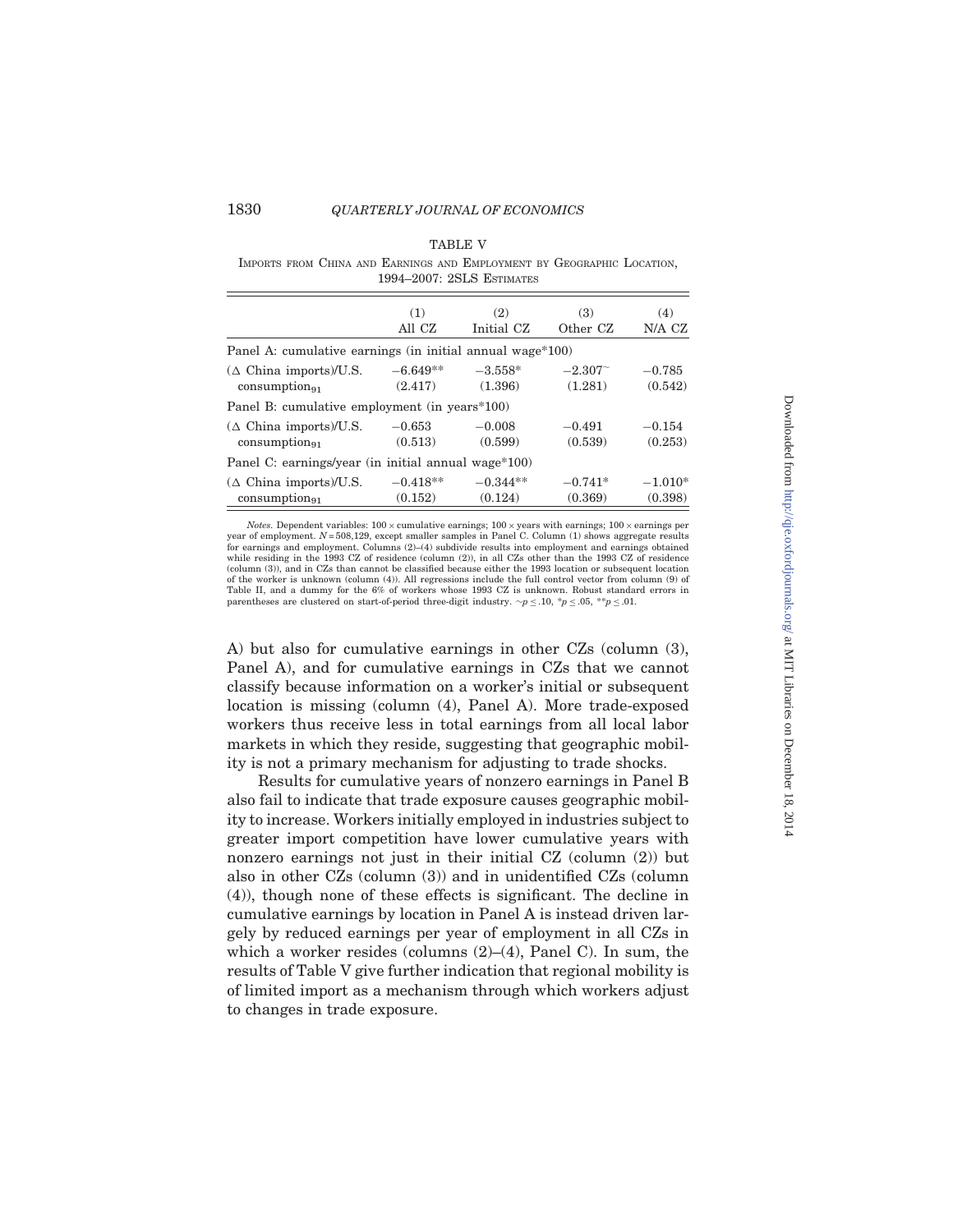TABLE V

IMPORTS FROM CHINA AND EARNINGS AND EMPLOYMENT BY GEOGRAPHIC LOCATION, 1994–2007: 2SLS ESTIMATES

| | (1) All CZ | (2) Initial CZ | (3) Other CZ | (4) N/A CZ |
|---|---|---|---|---|
| Panel A: cumulative earnings (in initial annual wage*100) | | | | |
| (Δ China imports)/U.S. consumption$_{91}$ | −6.649** (2.417) | −3.558* (1.396) | −2.307~ (1.281) | −0.785 (0.542) |
| Panel B: cumulative employment (in years*100) | | | | |
| (Δ China imports)/U.S. consumption$_{91}$ | −0.653 (0.513) | −0.008 (0.599) | −0.491 (0.539) | −0.154 (0.253) |
| Panel C: earnings/year (in initial annual wage*100) | | | | |
| (Δ China imports)/U.S. consumption$_{91}$ | −0.418** (0.152) | −0.344** (0.124) | −0.741* (0.369) | −1.010* (0.398) |

*Notes.* Dependent variables: 100 × cumulative earnings; 100 × years with earnings; 100 × earnings per year of employment. $N$ = 508,129, except smaller samples in Panel C. Column (1) shows aggregate results for earnings and employment. Columns (2)–(4) subdivide results into employment and earnings obtained while residing in the 1993 CZ of residence (column (2)), in all CZs other than the 1993 CZ of residence (column (3)), and in CZs than cannot be classified because either the 1993 location or subsequent location of the worker is unknown (column (4)). All regressions include the full control vector from column (9) of Table II, and a dummy for the 6% of workers whose 1993 CZ is unknown. Robust standard errors in parentheses are clustered on start-of-period three-digit industry. ~$p \leq .10$, *$p \leq .05$, **$p \leq .01$.

A) but also for cumulative earnings in other CZs (column (3), Panel A), and for cumulative earnings in CZs that we cannot classify because information on a worker's initial or subsequent location is missing (column (4), Panel A). More trade-exposed workers thus receive less in total earnings from all local labor markets in which they reside, suggesting that geographic mobility is not a primary mechanism for adjusting to trade shocks.

Results for cumulative years of nonzero earnings in Panel B also fail to indicate that trade exposure causes geographic mobility to increase. Workers initially employed in industries subject to greater import competition have lower cumulative years with nonzero earnings not just in their initial CZ (column (2)) but also in other CZs (column (3)) and in unidentified CZs (column (4)), though none of these effects is significant. The decline in cumulative earnings by location in Panel A is instead driven largely by reduced earnings per year of employment in all CZs in which a worker resides (columns (2)–(4), Panel C). In sum, the results of Table V give further indication that regional mobility is of limited import as a mechanism through which workers adjust to changes in trade exposure.